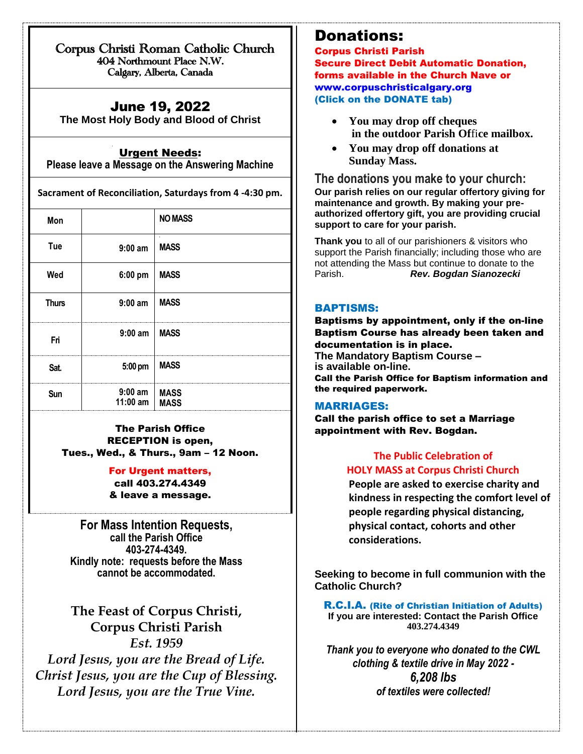# Corpus Christi Roman Catholic Church

404 Northmount Place N.W.
Calgary, Alberta, Canada

## June 19, 2022

**The Most Holy Body and Blood of Christ**

**Urgent Needs:**
**Please leave a Message on the Answering Machine**

**Sacrament of Reconciliation, Saturdays from 4 -4:30 pm.**

| Day | Time | |
|---|---|---|
| Mon | | NO MASS |
| Tue | 9:00 am | MASS |
| Wed | 6:00 pm | MASS |
| Thurs | 9:00 am | MASS |
| Fri | 9:00 am | MASS |
| Sat. | 5:00 pm | MASS |
| Sun | 9:00 am<br>11:00 am | MASS<br>MASS |

**The Parish Office**
**RECEPTION is open,**
**Tues., Wed., & Thurs., 9am – 12 Noon.**

**For Urgent matters,**
**call 403.274.4349**
**& leave a message.**

**For Mass Intention Requests,**
**call the Parish Office**
**403-274-4349.**
**Kindly note: requests before the Mass cannot be accommodated.**

**The Feast of Corpus Christi,**
**Corpus Christi Parish**
*Est. 1959*
*Lord Jesus, you are the Bread of Life.*
*Christ Jesus, you are the Cup of Blessing.*
*Lord Jesus, you are the True Vine.*

## Donations:

**Corpus Christi Parish**
**Secure Direct Debit Automatic Donation, forms available in the Church Nave or**
**www.corpuschristicalgary.org**
**(Click on the DONATE tab)**

- **You may drop off cheques in the outdoor Parish Office mailbox.**
- **You may drop off donations at Sunday Mass.**

### The donations you make to your church:

**Our parish relies on our regular offertory giving for maintenance and growth. By making your pre-authorized offertory gift, you are providing crucial support to care for your parish.**

**Thank you** to all of our parishioners & visitors who support the Parish financially; including those who are not attending the Mass but continue to donate to the Parish. ***Rev. Bogdan Sianozecki***

### BAPTISMS:

**Baptisms by appointment, only if the on-line Baptism Course has already been taken and documentation is in place.**
**The Mandatory Baptism Course – is available on-line.**
**Call the Parish Office for Baptism information and the required paperwork.**

### MARRIAGES:

**Call the parish office to set a Marriage appointment with Rev. Bogdan.**

**The Public Celebration of HOLY MASS at Corpus Christi Church**

**People are asked to exercise charity and kindness in respecting the comfort level of people regarding physical distancing, physical contact, cohorts and other considerations.**

**Seeking to become in full communion with the Catholic Church?**

**R.C.I.A. (Rite of Christian Initiation of Adults)**
**If you are interested: Contact the Parish Office**
**403.274.4349**

***Thank you to everyone who donated to the CWL clothing & textile drive in May 2022 - 6,208 lbs of textiles were collected!***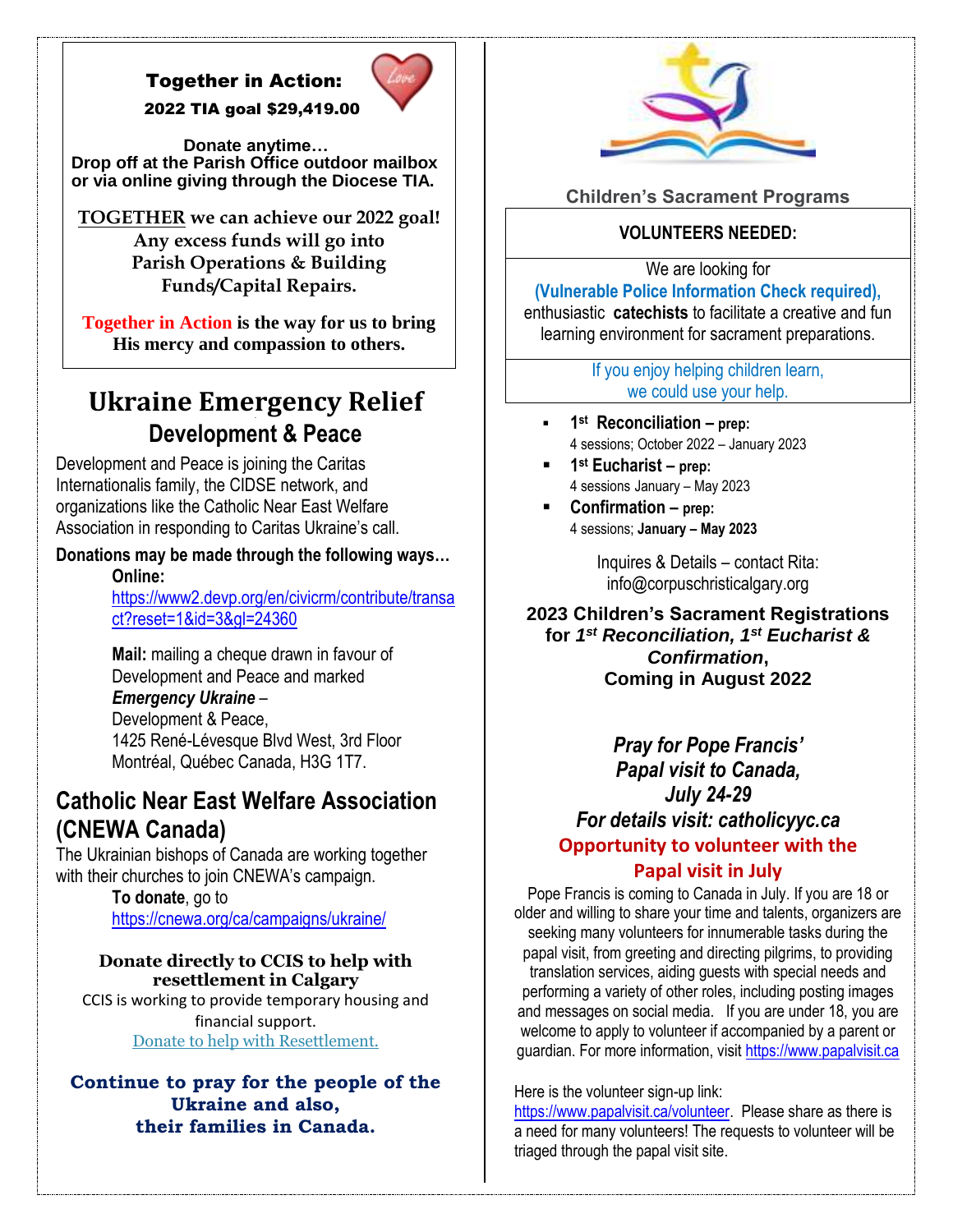**Together in Action:**

**2022 TIA goal $29,419.00**

**Donate anytime…**
**Drop off at the Parish Office outdoor mailbox or via online giving through the Diocese TIA.**

**TOGETHER we can achieve our 2022 goal! Any excess funds will go into Parish Operations & Building Funds/Capital Repairs.**

**Together in Action is the way for us to bring His mercy and compassion to others.**

# Ukraine Emergency Relief

## Development & Peace

Development and Peace is joining the Caritas Internationalis family, the CIDSE network, and organizations like the Catholic Near East Welfare Association in responding to Caritas Ukraine's call.

**Donations may be made through the following ways…**

**Online:**
https://www2.devp.org/en/civicrm/contribute/transact?reset=1&id=3&gl=24360

**Mail:** mailing a cheque drawn in favour of Development and Peace and marked ***Emergency Ukraine*** –
Development & Peace,
1425 René-Lévesque Blvd West, 3rd Floor
Montréal, Québec Canada, H3G 1T7.

## Catholic Near East Welfare Association (CNEWA Canada)

The Ukrainian bishops of Canada are working together with their churches to join CNEWA's campaign.

**To donate**, go to
https://cnewa.org/ca/campaigns/ukraine/

**Donate directly to CCIS to help with resettlement in Calgary**

CCIS is working to provide temporary housing and financial support.
Donate to help with Resettlement.

**Continue to pray for the people of the Ukraine and also, their families in Canada.**

## Children's Sacrament Programs

**VOLUNTEERS NEEDED:**

We are looking for **(Vulnerable Police Information Check required),** enthusiastic **catechists** to facilitate a creative and fun learning environment for sacrament preparations.

If you enjoy helping children learn, we could use your help.

- **1st Reconciliation – prep:**
  4 sessions; October 2022 – January 2023
- **1st Eucharist – prep:**
  4 sessions January – May 2023
- **Confirmation – prep:**
  4 sessions; **January – May 2023**

Inquires & Details – contact Rita:
info@corpuschristicalgary.org

**2023 Children's Sacrament Registrations for *1st Reconciliation, 1st Eucharist & Confirmation*, Coming in August 2022**

***Pray for Pope Francis' Papal visit to Canada, July 24-29***
***For details visit: catholicyyc.ca***

**Opportunity to volunteer with the Papal visit in July**

Pope Francis is coming to Canada in July. If you are 18 or older and willing to share your time and talents, organizers are seeking many volunteers for innumerable tasks during the papal visit, from greeting and directing pilgrims, to providing translation services, aiding guests with special needs and performing a variety of other roles, including posting images and messages on social media. If you are under 18, you are welcome to apply to volunteer if accompanied by a parent or guardian. For more information, visit https://www.papalvisit.ca

Here is the volunteer sign-up link:
https://www.papalvisit.ca/volunteer. Please share as there is a need for many volunteers! The requests to volunteer will be triaged through the papal visit site.